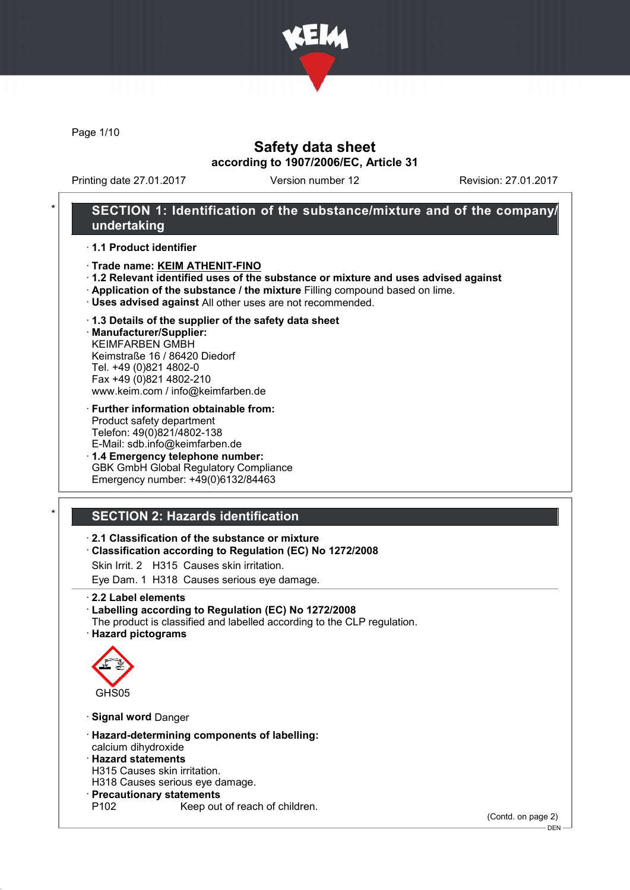# Safety data sheet

**according to 1907/2006/EC, Article 31**

Printing date 27.01.2017 Version number 12 Revision: 27.01.2017

## SECTION 1: Identification of the substance/mixture and of the company/undertaking

· **1.1 Product identifier**

· **Trade name: KEIM ATHENIT-FINO**

· **1.2 Relevant identified uses of the substance or mixture and uses advised against**

· **Application of the substance / the mixture** Filling compound based on lime.

· **Uses advised against** All other uses are not recommended.

· **1.3 Details of the supplier of the safety data sheet**

· **Manufacturer/Supplier:**
KEIMFARBEN GMBH
Keimstraße 16 / 86420 Diedorf
Tel. +49 (0)821 4802-0
Fax +49 (0)821 4802-210
www.keim.com / info@keimfarben.de

· **Further information obtainable from:**
Product safety department
Telefon: 49(0)821/4802-138
E-Mail: sdb.info@keimfarben.de

· **1.4 Emergency telephone number:**
GBK GmbH Global Regulatory Compliance
Emergency number: +49(0)6132/84463

## SECTION 2: Hazards identification

· **2.1 Classification of the substance or mixture**

· **Classification according to Regulation (EC) No 1272/2008**

Skin Irrit. 2 H315 Causes skin irritation.

Eye Dam. 1 H318 Causes serious eye damage.

· **2.2 Label elements**

· **Labelling according to Regulation (EC) No 1272/2008**
The product is classified and labelled according to the CLP regulation.

· **Hazard pictograms**

GHS05

· **Signal word** Danger

· **Hazard-determining components of labelling:**
calcium dihydroxide

· **Hazard statements**
H315 Causes skin irritation.
H318 Causes serious eye damage.

· **Precautionary statements**
P102 Keep out of reach of children.

(Contd. on page 2)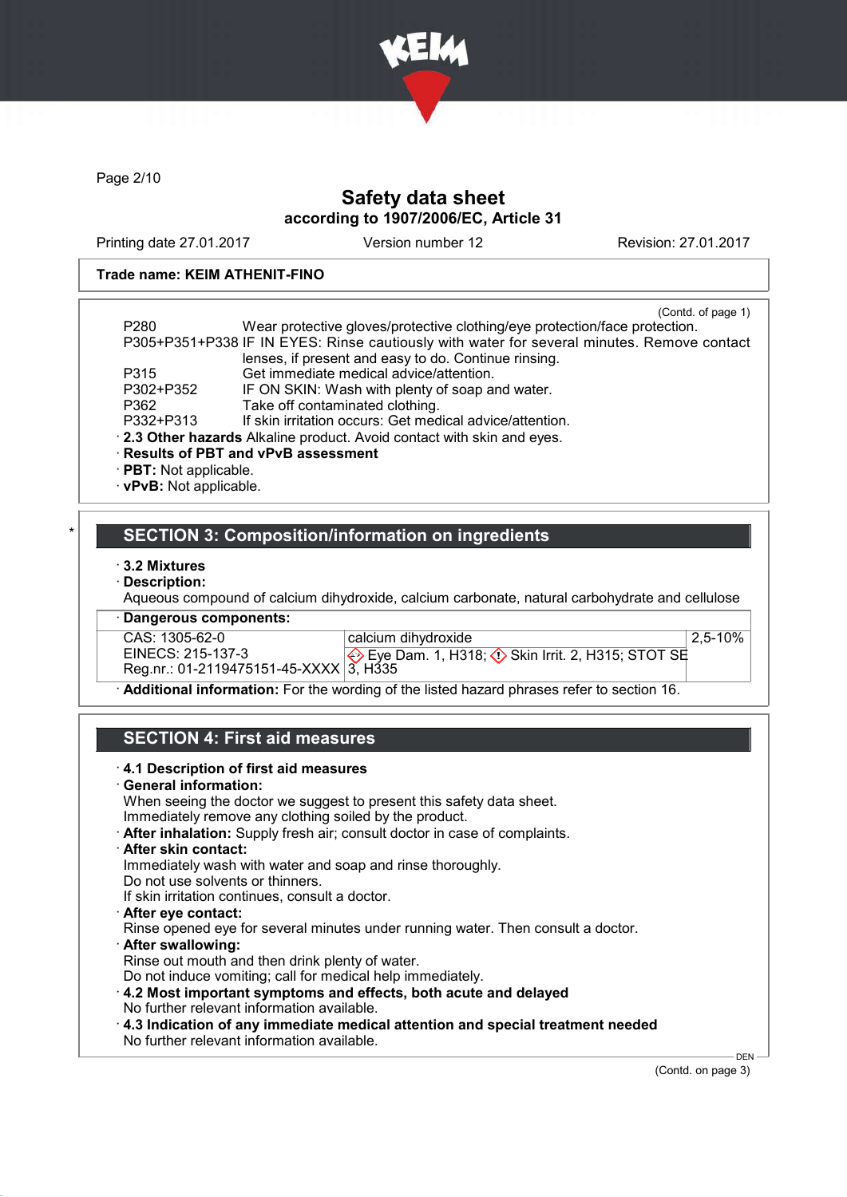**Safety data sheet**
**according to 1907/2006/EC, Article 31**

Printing date 27.01.2017 Version number 12 Revision: 27.01.2017

**Trade name: KEIM ATHENIT-FINO**

(Contd. of page 1)

| | |
|---|---|
| P280 | Wear protective gloves/protective clothing/eye protection/face protection. |
| P305+P351+P338 | IF IN EYES: Rinse cautiously with water for several minutes. Remove contact lenses, if present and easy to do. Continue rinsing. |
| P315 | Get immediate medical advice/attention. |
| P302+P352 | IF ON SKIN: Wash with plenty of soap and water. |
| P362 | Take off contaminated clothing. |
| P332+P313 | If skin irritation occurs: Get medical advice/attention. |

· **2.3 Other hazards** Alkaline product. Avoid contact with skin and eyes.
· **Results of PBT and vPvB assessment**
· **PBT:** Not applicable.
· **vPvB:** Not applicable.

## SECTION 3: Composition/information on ingredients

· **3.2 Mixtures**
· **Description:**
Aqueous compound of calcium dihydroxide, calcium carbonate, natural carbohydrate and cellulose

· **Dangerous components:**

| | | |
|---|---|---|
| CAS: 1305-62-0<br>EINECS: 215-137-3<br>Reg.nr.: 01-2119475151-45-XXXX | calcium dihydroxide<br>Eye Dam. 1, H318; Skin Irrit. 2, H315; STOT SE 3, H335 | 2,5-10% |

· **Additional information:** For the wording of the listed hazard phrases refer to section 16.

## SECTION 4: First aid measures

· **4.1 Description of first aid measures**
· **General information:**
When seeing the doctor we suggest to present this safety data sheet.
Immediately remove any clothing soiled by the product.
· **After inhalation:** Supply fresh air; consult doctor in case of complaints.
· **After skin contact:**
Immediately wash with water and soap and rinse thoroughly.
Do not use solvents or thinners.
If skin irritation continues, consult a doctor.
· **After eye contact:**
Rinse opened eye for several minutes under running water. Then consult a doctor.
· **After swallowing:**
Rinse out mouth and then drink plenty of water.
Do not induce vomiting; call for medical help immediately.
· **4.2 Most important symptoms and effects, both acute and delayed**
No further relevant information available.
· **4.3 Indication of any immediate medical attention and special treatment needed**
No further relevant information available.

(Contd. on page 3)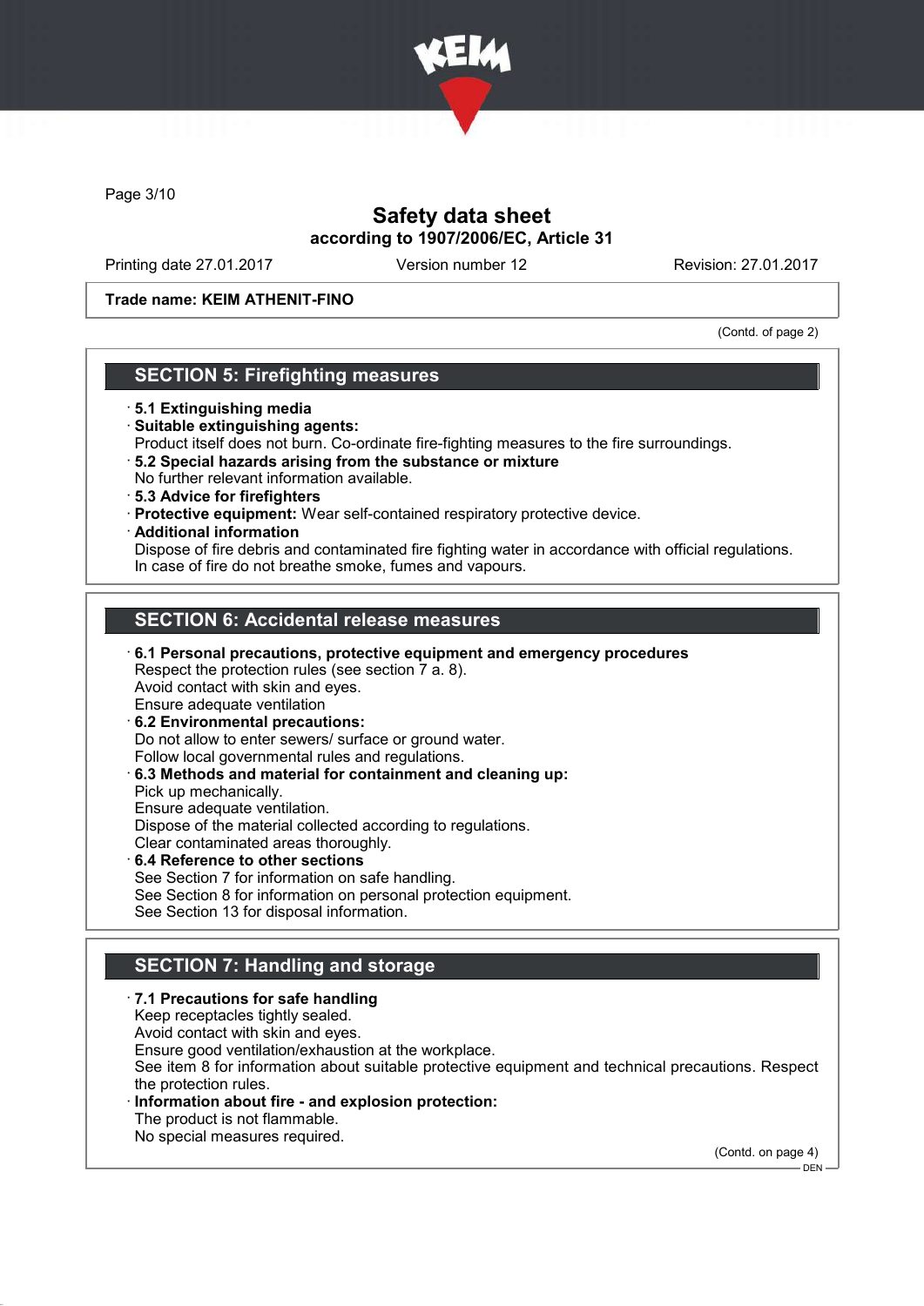Trade name: KEIM ATHENIT-FINO

(Contd. of page 2)

## SECTION 5: Firefighting measures

- **5.1 Extinguishing media**
- **Suitable extinguishing agents:**
  Product itself does not burn. Co-ordinate fire-fighting measures to the fire surroundings.
- **5.2 Special hazards arising from the substance or mixture**
  No further relevant information available.
- **5.3 Advice for firefighters**
- **Protective equipment:** Wear self-contained respiratory protective device.
- **Additional information**
  Dispose of fire debris and contaminated fire fighting water in accordance with official regulations.
  In case of fire do not breathe smoke, fumes and vapours.

## SECTION 6: Accidental release measures

- **6.1 Personal precautions, protective equipment and emergency procedures**
  Respect the protection rules (see section 7 a. 8).
  Avoid contact with skin and eyes.
  Ensure adequate ventilation
- **6.2 Environmental precautions:**
  Do not allow to enter sewers/ surface or ground water.
  Follow local governmental rules and regulations.
- **6.3 Methods and material for containment and cleaning up:**
  Pick up mechanically.
  Ensure adequate ventilation.
  Dispose of the material collected according to regulations.
  Clear contaminated areas thoroughly.
- **6.4 Reference to other sections**
  See Section 7 for information on safe handling.
  See Section 8 for information on personal protection equipment.
  See Section 13 for disposal information.

## SECTION 7: Handling and storage

- **7.1 Precautions for safe handling**
  Keep receptacles tightly sealed.
  Avoid contact with skin and eyes.
  Ensure good ventilation/exhaustion at the workplace.
  See item 8 for information about suitable protective equipment and technical precautions. Respect the protection rules.
- **Information about fire - and explosion protection:**
  The product is not flammable.
  No special measures required.

(Contd. on page 4)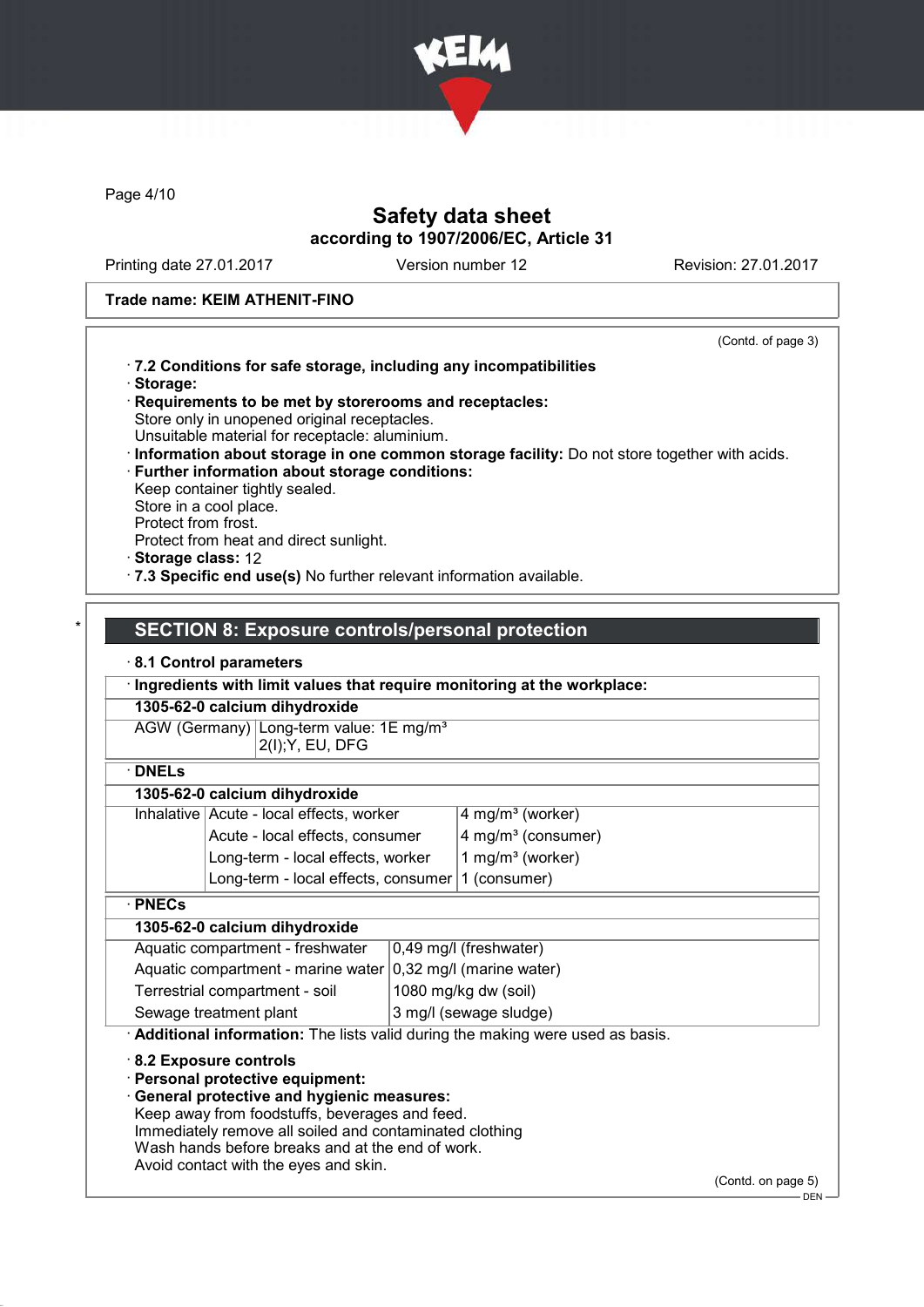# Safety data sheet
## according to 1907/2006/EC, Article 31

Printing date 27.01.2017 Version number 12 Revision: 27.01.2017

**Trade name: KEIM ATHENIT-FINO**

(Contd. of page 3)

· **7.2 Conditions for safe storage, including any incompatibilities**
· **Storage:**
· **Requirements to be met by storerooms and receptacles:**
Store only in unopened original receptacles.
Unsuitable material for receptacle: aluminium.
· **Information about storage in one common storage facility:** Do not store together with acids.
· **Further information about storage conditions:**
Keep container tightly sealed.
Store in a cool place.
Protect from frost.
Protect from heat and direct sunlight.
· **Storage class:** 12
· **7.3 Specific end use(s)** No further relevant information available.

## * SECTION 8: Exposure controls/personal protection

· **8.1 Control parameters**

· **Ingredients with limit values that require monitoring at the workplace:**

| **1305-62-0 calcium dihydroxide** | |
|---|---|
| AGW (Germany) | Long-term value: 1E mg/m³<br>2(I);Y, EU, DFG |

· **DNELs**

| **1305-62-0 calcium dihydroxide** | | |
|---|---|---|
| Inhalative | Acute - local effects, worker | 4 mg/m³ (worker) |
| | Acute - local effects, consumer | 4 mg/m³ (consumer) |
| | Long-term - local effects, worker | 1 mg/m³ (worker) |
| | Long-term - local effects, consumer | 1 (consumer) |

· **PNECs**

| **1305-62-0 calcium dihydroxide** | |
|---|---|
| Aquatic compartment - freshwater | 0,49 mg/l (freshwater) |
| Aquatic compartment - marine water | 0,32 mg/l (marine water) |
| Terrestrial compartment - soil | 1080 mg/kg dw (soil) |
| Sewage treatment plant | 3 mg/l (sewage sludge) |

· **Additional information:** The lists valid during the making were used as basis.

· **8.2 Exposure controls**
· **Personal protective equipment:**
· **General protective and hygienic measures:**
Keep away from foodstuffs, beverages and feed.
Immediately remove all soiled and contaminated clothing
Wash hands before breaks and at the end of work.
Avoid contact with the eyes and skin.

(Contd. on page 5)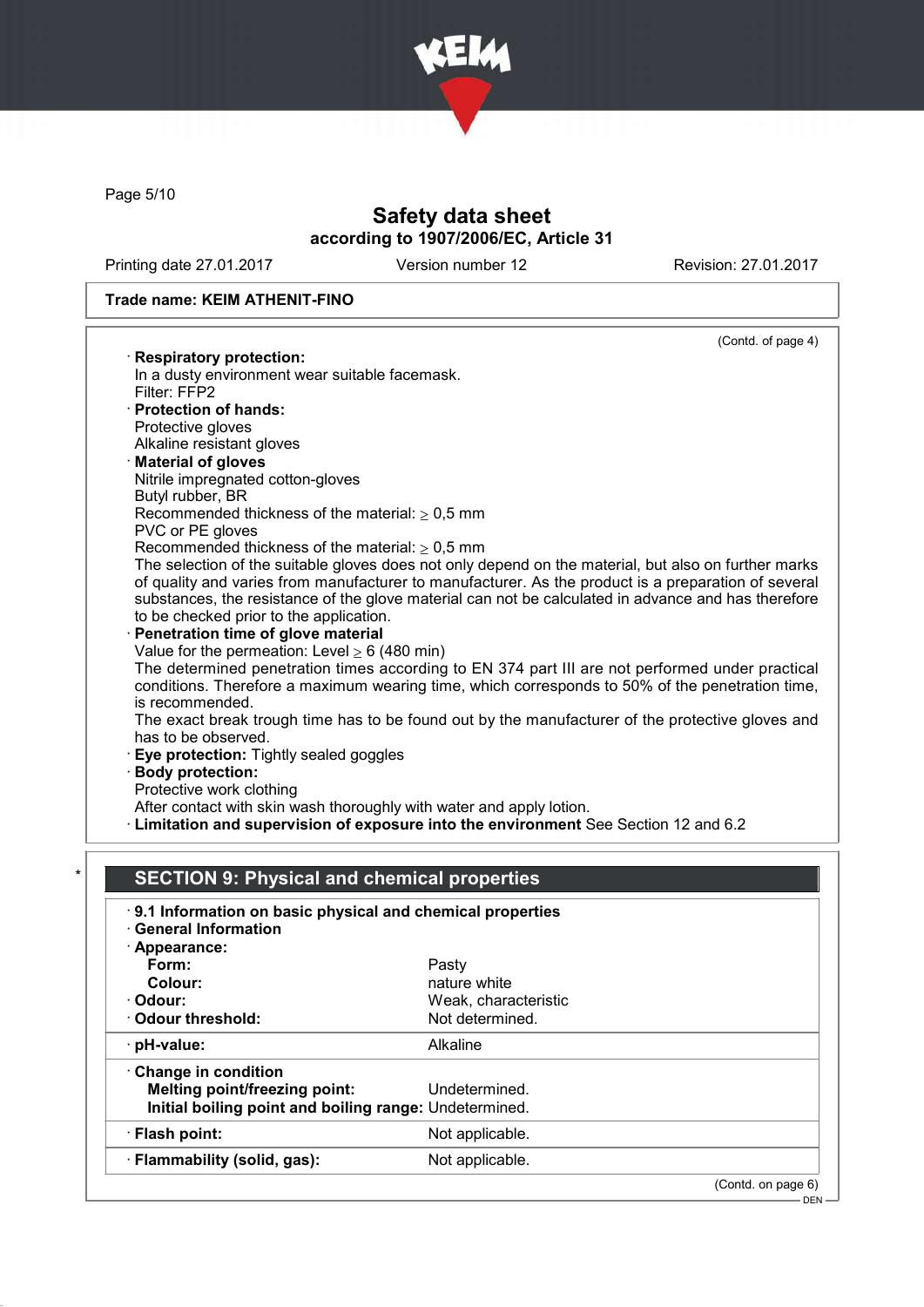Page 5/10

# Safety data sheet
## according to 1907/2006/EC, Article 31

Printing date 27.01.2017 | Version number 12 | Revision: 27.01.2017

**Trade name: KEIM ATHENIT-FINO**

(Contd. of page 4)

· **Respiratory protection:**
In a dusty environment wear suitable facemask.
Filter: FFP2

· **Protection of hands:**
Protective gloves
Alkaline resistant gloves

· **Material of gloves**
Nitrile impregnated cotton-gloves
Butyl rubber, BR
Recommended thickness of the material: $\geq$ 0,5 mm
PVC or PE gloves
Recommended thickness of the material: $\geq$ 0,5 mm
The selection of the suitable gloves does not only depend on the material, but also on further marks of quality and varies from manufacturer to manufacturer. As the product is a preparation of several substances, the resistance of the glove material can not be calculated in advance and has therefore to be checked prior to the application.

· **Penetration time of glove material**
Value for the permeation: Level $\geq$ 6 (480 min)
The determined penetration times according to EN 374 part III are not performed under practical conditions. Therefore a maximum wearing time, which corresponds to 50% of the penetration time, is recommended.
The exact break trough time has to be found out by the manufacturer of the protective gloves and has to be observed.

· **Eye protection:** Tightly sealed goggles

· **Body protection:**
Protective work clothing
After contact with skin wash thoroughly with water and apply lotion.

· **Limitation and supervision of exposure into the environment** See Section 12 and 6.2

## * SECTION 9: Physical and chemical properties

· **9.1 Information on basic physical and chemical properties**
· **General Information**

| | |
|---|---|
| · **Appearance:** | |
| **Form:** | Pasty |
| **Colour:** | nature white |
| · **Odour:** | Weak, characteristic |
| · **Odour threshold:** | Not determined. |
| · **pH-value:** | Alkaline |
| · **Change in condition** | |
| **Melting point/freezing point:** | Undetermined. |
| **Initial boiling point and boiling range:** | Undetermined. |
| · **Flash point:** | Not applicable. |
| · **Flammability (solid, gas):** | Not applicable. |

(Contd. on page 6)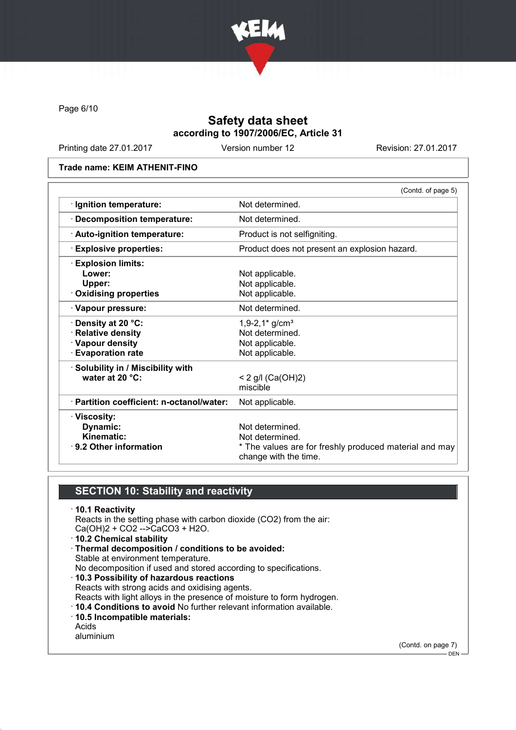# Safety data sheet

**according to 1907/2006/EC, Article 31**

Printing date 27.01.2017 | Version number 12 | Revision: 27.01.2017

**Trade name: KEIM ATHENIT-FINO**

(Contd. of page 5)

| | |
|---|---|
| · **Ignition temperature:** | Not determined. |
| · **Decomposition temperature:** | Not determined. |
| · **Auto-ignition temperature:** | Product is not selfigniting. |
| · **Explosive properties:** | Product does not present an explosion hazard. |
| · **Explosion limits:** | |
| **Lower:** | Not applicable. |
| **Upper:** | Not applicable. |
| · **Oxidising properties** | Not applicable. |
| · **Vapour pressure:** | Not determined. |
| · **Density at 20 °C:** | 1,9-2,1* g/cm³ |
| · **Relative density** | Not determined. |
| · **Vapour density** | Not applicable. |
| · **Evaporation rate** | Not applicable. |
| · **Solubility in / Miscibility with water at 20 °C:** | < 2 g/l ($Ca(OH)_2$) miscible |
| · **Partition coefficient: n-octanol/water:** | Not applicable. |
| · **Viscosity:** | |
| **Dynamic:** | Not determined. |
| **Kinematic:** | Not determined. |
| · **9.2 Other information** | * The values are for freshly produced material and may change with the time. |

## SECTION 10: Stability and reactivity

· **10.1 Reactivity**
Reacts in the setting phase with carbon dioxide ($CO_2$) from the air:
$Ca(OH)_2 + CO_2 \rightarrow CaCO_3 + H_2O$.

· **10.2 Chemical stability**

· **Thermal decomposition / conditions to be avoided:**
Stable at environment temperature.
No decomposition if used and stored according to specifications.

· **10.3 Possibility of hazardous reactions**
Reacts with strong acids and oxidising agents.
Reacts with light alloys in the presence of moisture to form hydrogen.

· **10.4 Conditions to avoid** No further relevant information available.

· **10.5 Incompatible materials:**
Acids
aluminium

(Contd. on page 7)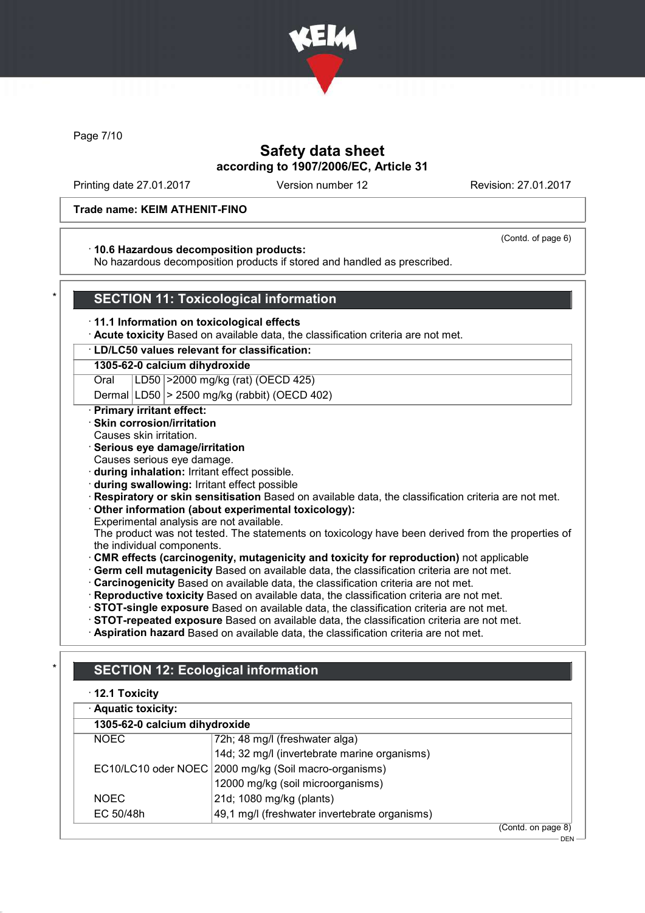Safety data sheet
according to 1907/2006/EC, Article 31

Printing date 27.01.2017 | Version number 12 | Revision: 27.01.2017

**Trade name: KEIM ATHENIT-FINO**

(Contd. of page 6)

· **10.6 Hazardous decomposition products:**
No hazardous decomposition products if stored and handled as prescribed.

## SECTION 11: Toxicological information

· **11.1 Information on toxicological effects**
· **Acute toxicity** Based on available data, the classification criteria are not met.

· **LD/LC50 values relevant for classification:**

| **1305-62-0 calcium dihydroxide** | | |
|---|---|---|
| Oral | LD50 | >2000 mg/kg (rat) (OECD 425) |
| Dermal | LD50 | > 2500 mg/kg (rabbit) (OECD 402) |

· **Primary irritant effect:**
· **Skin corrosion/irritation**
Causes skin irritation.
· **Serious eye damage/irritation**
Causes serious eye damage.
· **during inhalation:** Irritant effect possible.
· **during swallowing:** Irritant effect possible
· **Respiratory or skin sensitisation** Based on available data, the classification criteria are not met.
· **Other information (about experimental toxicology):**
Experimental analysis are not available.
The product was not tested. The statements on toxicology have been derived from the properties of the individual components.
· **CMR effects (carcinogenity, mutagenicity and toxicity for reproduction)** not applicable
· **Germ cell mutagenicity** Based on available data, the classification criteria are not met.
· **Carcinogenicity** Based on available data, the classification criteria are not met.
· **Reproductive toxicity** Based on available data, the classification criteria are not met.
· **STOT-single exposure** Based on available data, the classification criteria are not met.
· **STOT-repeated exposure** Based on available data, the classification criteria are not met.
· **Aspiration hazard** Based on available data, the classification criteria are not met.

## SECTION 12: Ecological information

· **12.1 Toxicity**

· **Aquatic toxicity:**

| **1305-62-0 calcium dihydroxide** | |
|---|---|
| NOEC | 72h; 48 mg/l (freshwater alga) |
| | 14d; 32 mg/l (invertebrate marine organisms) |
| EC10/LC10 oder NOEC | 2000 mg/kg (Soil macro-organisms) |
| | 12000 mg/kg (soil microorganisms) |
| NOEC | 21d; 1080 mg/kg (plants) |
| EC 50/48h | 49,1 mg/l (freshwater invertebrate organisms) |

(Contd. on page 8)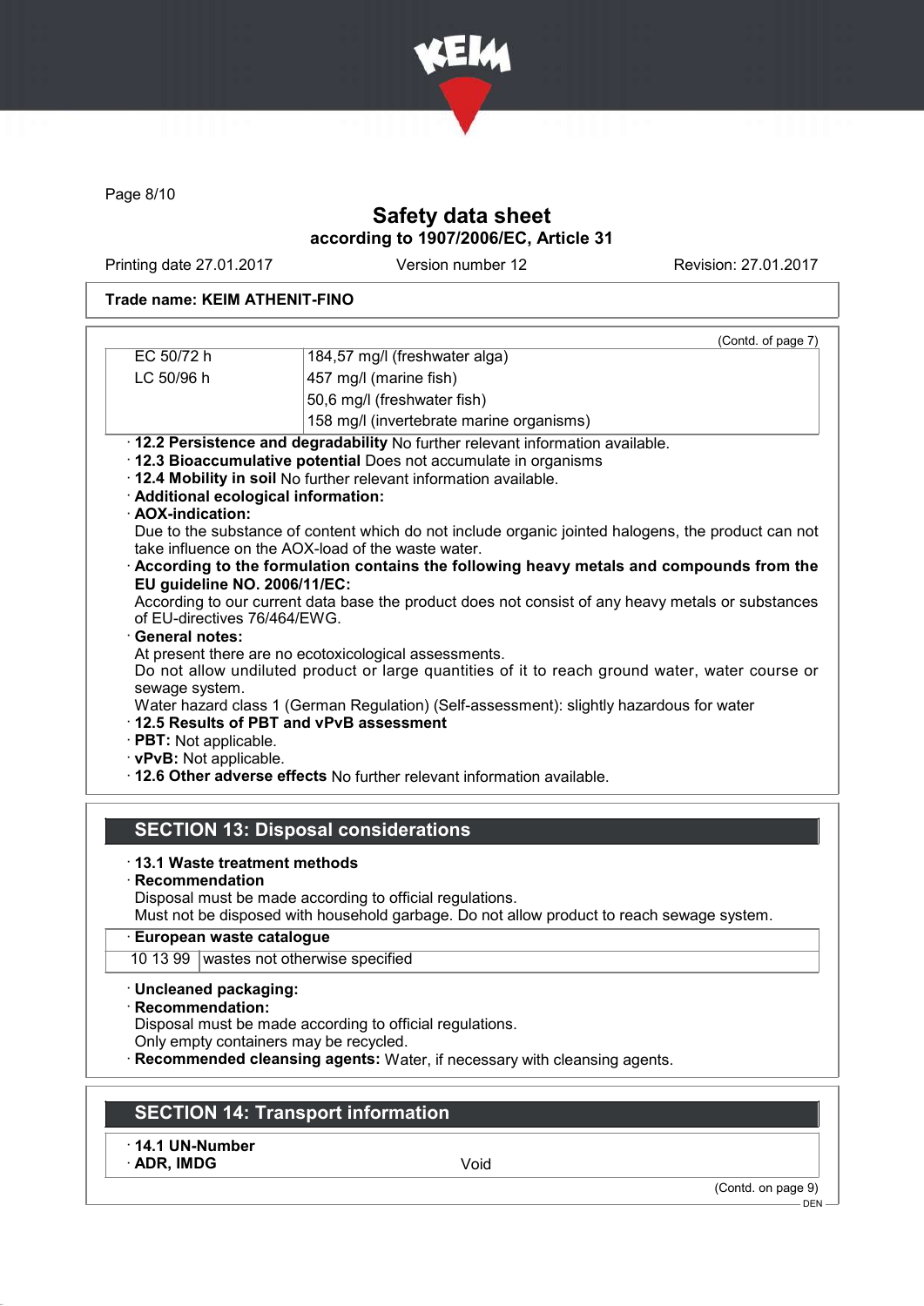(Contd. of page 7)

| | |
|---|---|
| EC 50/72 h | 184,57 mg/l (freshwater alga) |
| LC 50/96 h | 457 mg/l (marine fish) |
| | 50,6 mg/l (freshwater fish) |
| | 158 mg/l (invertebrate marine organisms) |

· **12.2 Persistence and degradability** No further relevant information available.
· **12.3 Bioaccumulative potential** Does not accumulate in organisms
· **12.4 Mobility in soil** No further relevant information available.
· **Additional ecological information:**
· **AOX-indication:**
Due to the substance of content which do not include organic jointed halogens, the product can not take influence on the AOX-load of the waste water.
· **According to the formulation contains the following heavy metals and compounds from the EU guideline NO. 2006/11/EC:**
According to our current data base the product does not consist of any heavy metals or substances of EU-directives 76/464/EWG.
· **General notes:**
At present there are no ecotoxicological assessments.
Do not allow undiluted product or large quantities of it to reach ground water, water course or sewage system.
Water hazard class 1 (German Regulation) (Self-assessment): slightly hazardous for water
· **12.5 Results of PBT and vPvB assessment**
· **PBT:** Not applicable.
· **vPvB:** Not applicable.
· **12.6 Other adverse effects** No further relevant information available.

## SECTION 13: Disposal considerations

· **13.1 Waste treatment methods**
· **Recommendation**
Disposal must be made according to official regulations.
Must not be disposed with household garbage. Do not allow product to reach sewage system.

| · European waste catalogue | |
|---|---|
| 10 13 99 | wastes not otherwise specified |

· **Uncleaned packaging:**
· **Recommendation:**
Disposal must be made according to official regulations.
Only empty containers may be recycled.
· **Recommended cleansing agents:** Water, if necessary with cleansing agents.

## SECTION 14: Transport information

| · 14.1 UN-Number | |
|---|---|
| · ADR, IMDG | Void |

(Contd. on page 9)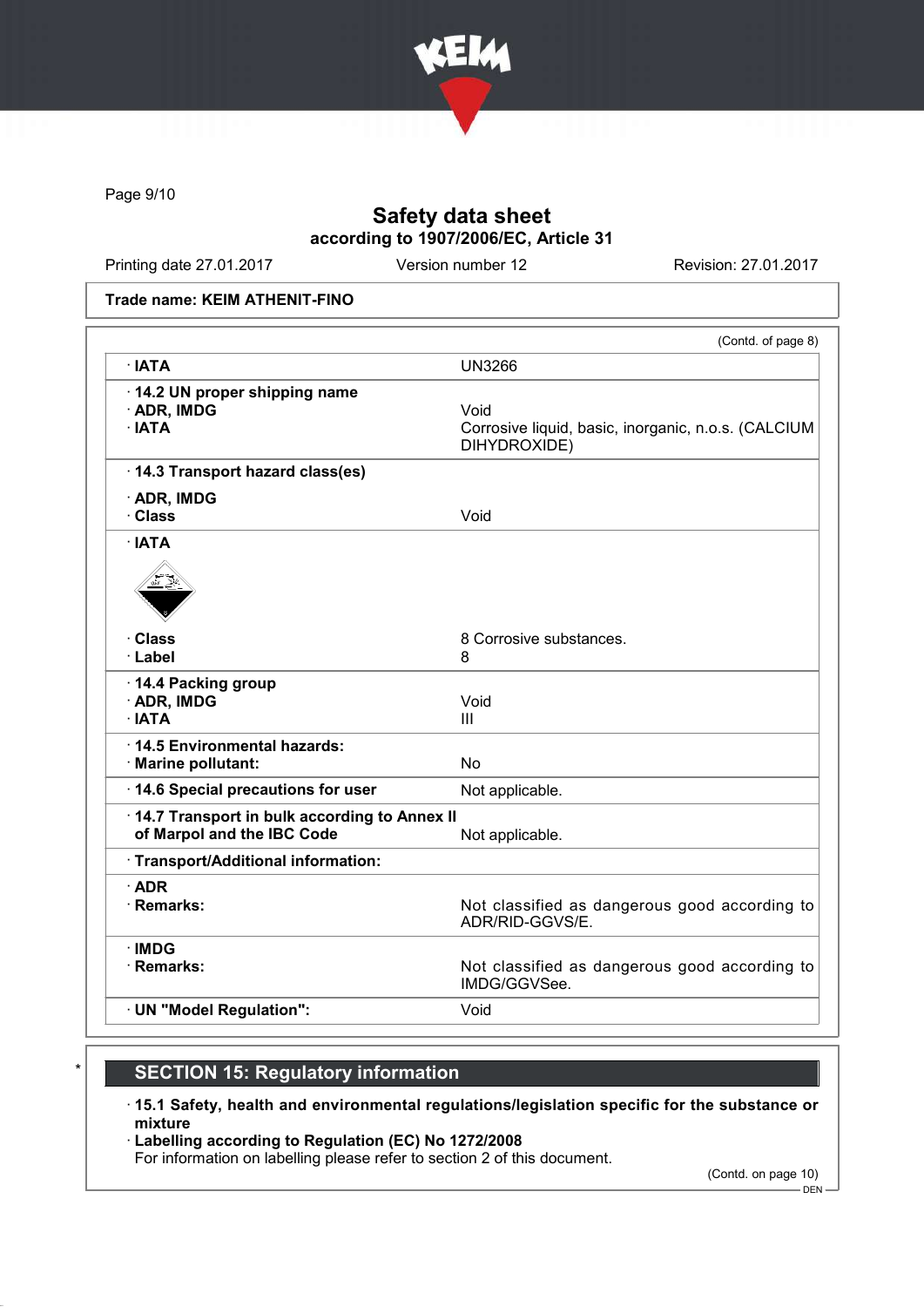Safety data sheet
according to 1907/2006/EC, Article 31

Printing date 27.01.2017 | Version number 12 | Revision: 27.01.2017

Trade name: KEIM ATHENIT-FINO

(Contd. of page 8)

| | |
|---|---|
| · IATA | UN3266 |
| · 14.2 UN proper shipping name | |
| · ADR, IMDG | Void |
| · IATA | Corrosive liquid, basic, inorganic, n.o.s. (CALCIUM DIHYDROXIDE) |
| · 14.3 Transport hazard class(es) | |
| · ADR, IMDG | |
| · Class | Void |
| · IATA | |
| · Class | 8 Corrosive substances. |
| · Label | 8 |
| · 14.4 Packing group | |
| · ADR, IMDG | Void |
| · IATA | III |
| · 14.5 Environmental hazards: | |
| · Marine pollutant: | No |
| · 14.6 Special precautions for user | Not applicable. |
| · 14.7 Transport in bulk according to Annex II of Marpol and the IBC Code | Not applicable. |
| · Transport/Additional information: | |
| · ADR | |
| · Remarks: | Not classified as dangerous good according to ADR/RID-GGVS/E. |
| · IMDG | |
| · Remarks: | Not classified as dangerous good according to IMDG/GGVSee. |
| · UN "Model Regulation": | Void |

\* **SECTION 15: Regulatory information**

· **15.1 Safety, health and environmental regulations/legislation specific for the substance or mixture**

· **Labelling according to Regulation (EC) No 1272/2008**

For information on labelling please refer to section 2 of this document.

(Contd. on page 10)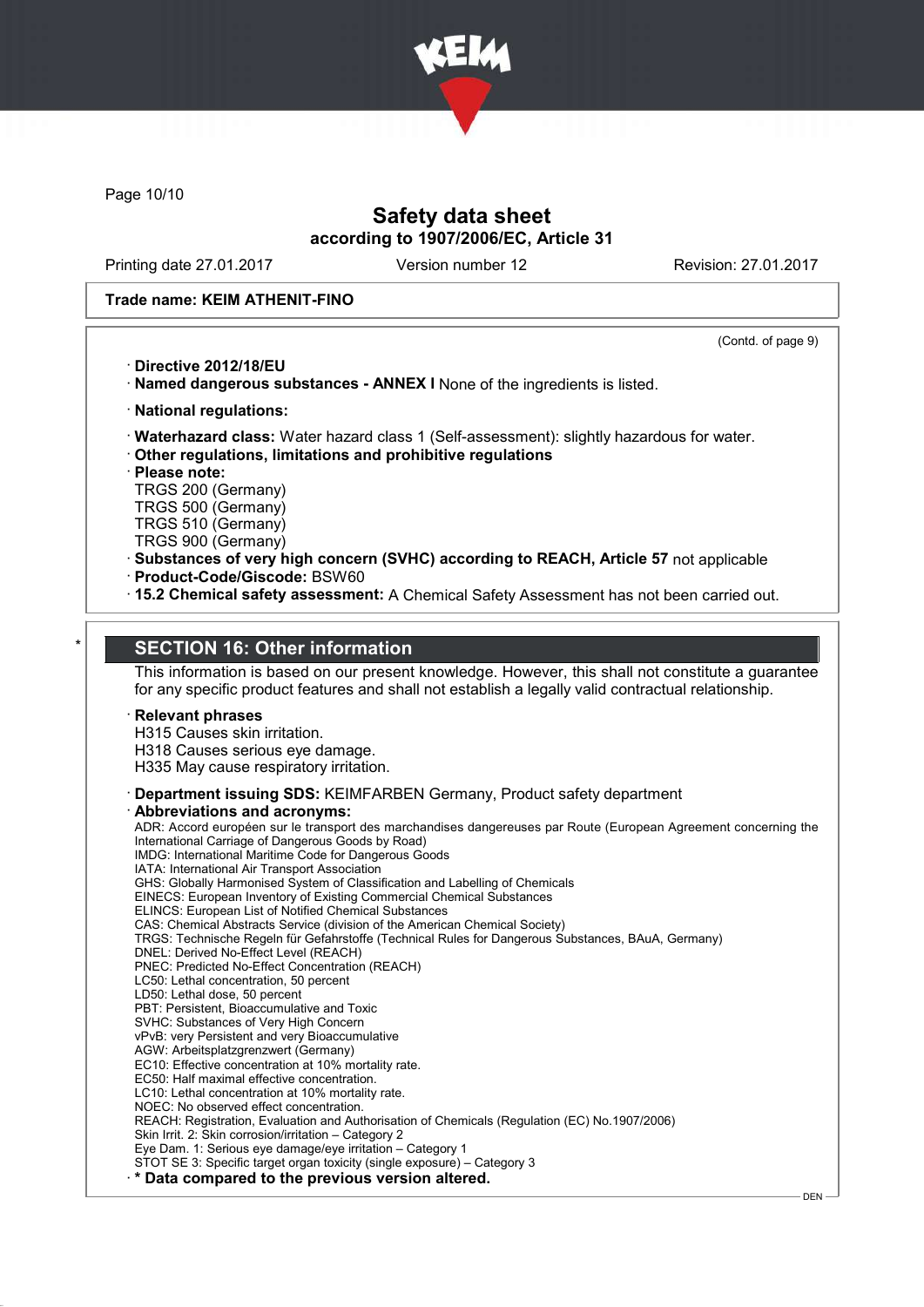# Safety data sheet
## according to 1907/2006/EC, Article 31

Printing date 27.01.2017 Version number 12 Revision: 27.01.2017

**Trade name: KEIM ATHENIT-FINO**

(Contd. of page 9)

· **Directive 2012/18/EU**
· **Named dangerous substances - ANNEX I** None of the ingredients is listed.

· **National regulations:**

· **Waterhazard class:** Water hazard class 1 (Self-assessment): slightly hazardous for water.
· **Other regulations, limitations and prohibitive regulations**
· **Please note:**
TRGS 200 (Germany)
TRGS 500 (Germany)
TRGS 510 (Germany)
TRGS 900 (Germany)
· **Substances of very high concern (SVHC) according to REACH, Article 57** not applicable
· **Product-Code/Giscode:** BSW60
· **15.2 Chemical safety assessment:** A Chemical Safety Assessment has not been carried out.

\* 

## SECTION 16: Other information

This information is based on our present knowledge. However, this shall not constitute a guarantee for any specific product features and shall not establish a legally valid contractual relationship.

· **Relevant phrases**
H315 Causes skin irritation.
H318 Causes serious eye damage.
H335 May cause respiratory irritation.

· **Department issuing SDS:** KEIMFARBEN Germany, Product safety department
· **Abbreviations and acronyms:**
ADR: Accord européen sur le transport des marchandises dangereuses par Route (European Agreement concerning the International Carriage of Dangerous Goods by Road)
IMDG: International Maritime Code for Dangerous Goods
IATA: International Air Transport Association
GHS: Globally Harmonised System of Classification and Labelling of Chemicals
EINECS: European Inventory of Existing Commercial Chemical Substances
ELINCS: European List of Notified Chemical Substances
CAS: Chemical Abstracts Service (division of the American Chemical Society)
TRGS: Technische Regeln für Gefahrstoffe (Technical Rules for Dangerous Substances, BAuA, Germany)
DNEL: Derived No-Effect Level (REACH)
PNEC: Predicted No-Effect Concentration (REACH)
LC50: Lethal concentration, 50 percent
LD50: Lethal dose, 50 percent
PBT: Persistent, Bioaccumulative and Toxic
SVHC: Substances of Very High Concern
vPvB: very Persistent and very Bioaccumulative
AGW: Arbeitsplatzgrenzwert (Germany)
EC10: Effective concentration at 10% mortality rate.
EC50: Half maximal effective concentration.
LC10: Lethal concentration at 10% mortality rate.
NOEC: No observed effect concentration.
REACH: Registration, Evaluation and Authorisation of Chemicals (Regulation (EC) No.1907/2006)
Skin Irrit. 2: Skin corrosion/irritation – Category 2
Eye Dam. 1: Serious eye damage/eye irritation – Category 1
STOT SE 3: Specific target organ toxicity (single exposure) – Category 3
· **\* Data compared to the previous version altered.**